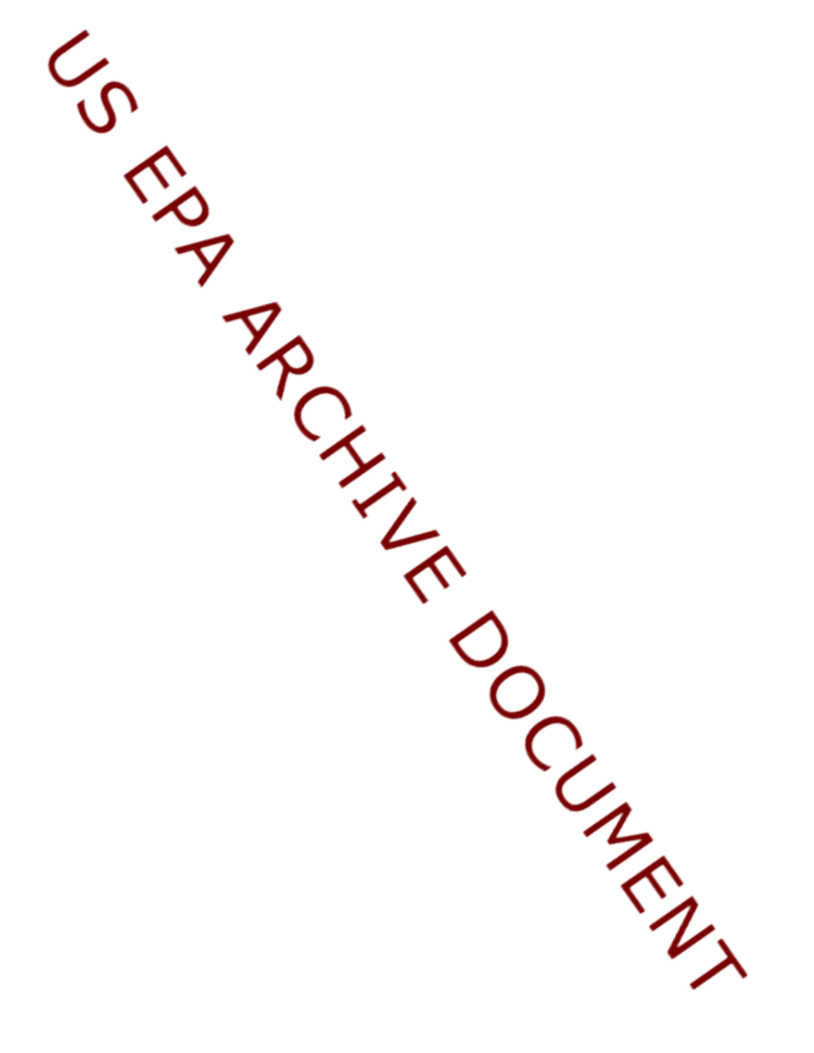US EPA ARCHIVE DOCUMENT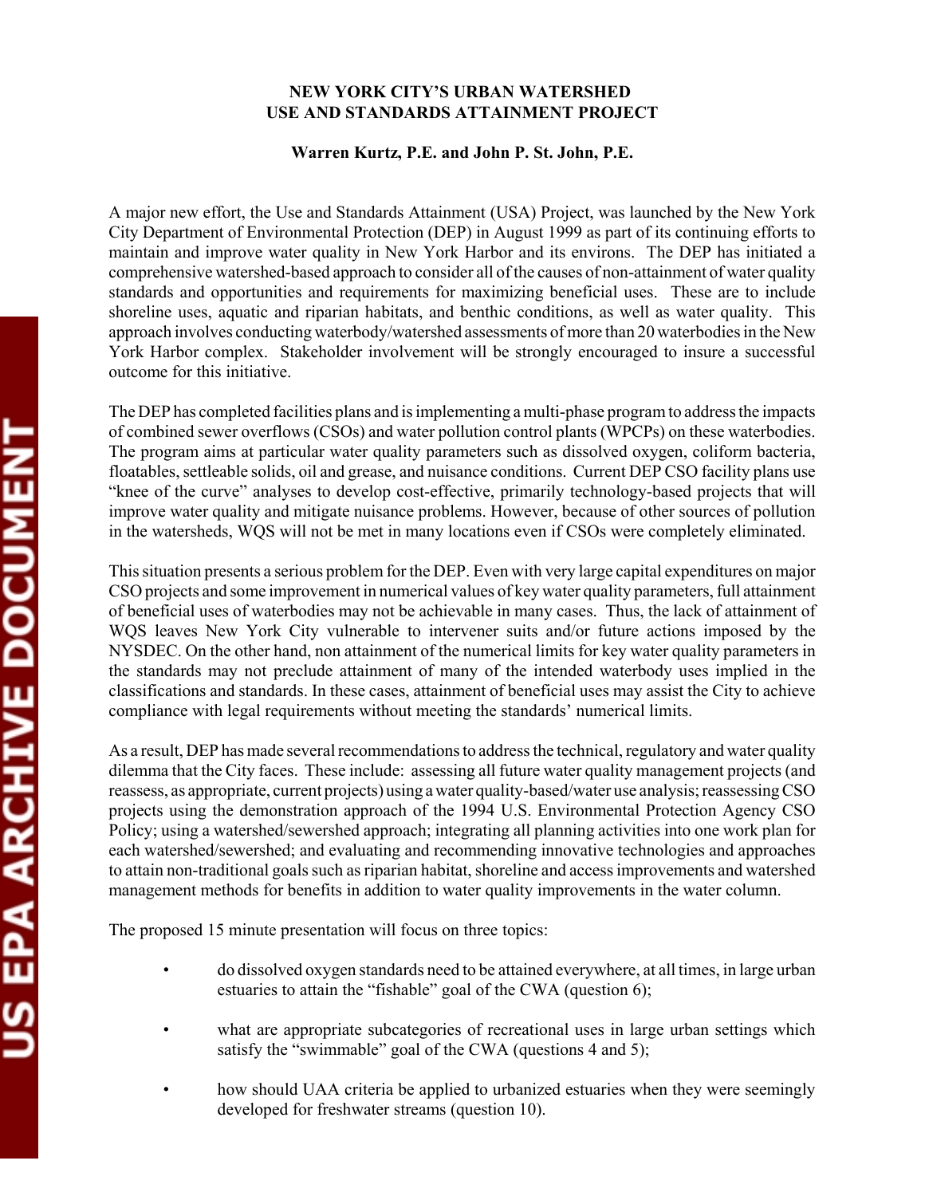**NEW YORK CITY'S URBAN WATERSHED USE AND STANDARDS ATTAINMENT PROJECT**

**Warren Kurtz, P.E. and John P. St. John, P.E.**

A major new effort, the Use and Standards Attainment (USA) Project, was launched by the New York City Department of Environmental Protection (DEP) in August 1999 as part of its continuing efforts to maintain and improve water quality in New York Harbor and its environs. The DEP has initiated a comprehensive watershed-based approach to consider all of the causes of non-attainment of water quality standards and opportunities and requirements for maximizing beneficial uses. These are to include shoreline uses, aquatic and riparian habitats, and benthic conditions, as well as water quality. This approach involves conducting waterbody/watershed assessments of more than 20 waterbodies in the New York Harbor complex. Stakeholder involvement will be strongly encouraged to insure a successful outcome for this initiative.

The DEP has completed facilities plans and is implementing a multi-phase program to address the impacts of combined sewer overflows (CSOs) and water pollution control plants (WPCPs) on these waterbodies. The program aims at particular water quality parameters such as dissolved oxygen, coliform bacteria, floatables, settleable solids, oil and grease, and nuisance conditions. Current DEP CSO facility plans use "knee of the curve" analyses to develop cost-effective, primarily technology-based projects that will improve water quality and mitigate nuisance problems. However, because of other sources of pollution in the watersheds, WQS will not be met in many locations even if CSOs were completely eliminated.

This situation presents a serious problem for the DEP. Even with very large capital expenditures on major CSO projects and some improvement in numerical values of key water quality parameters, full attainment of beneficial uses of waterbodies may not be achievable in many cases. Thus, the lack of attainment of WQS leaves New York City vulnerable to intervener suits and/or future actions imposed by the NYSDEC. On the other hand, non attainment of the numerical limits for key water quality parameters in the standards may not preclude attainment of many of the intended waterbody uses implied in the classifications and standards. In these cases, attainment of beneficial uses may assist the City to achieve compliance with legal requirements without meeting the standards' numerical limits.

As a result, DEP has made several recommendations to address the technical, regulatory and water quality dilemma that the City faces. These include: assessing all future water quality management projects (and reassess, as appropriate, current projects) using a water quality-based/water use analysis; reassessing CSO projects using the demonstration approach of the 1994 U.S. Environmental Protection Agency CSO Policy; using a watershed/sewershed approach; integrating all planning activities into one work plan for each watershed/sewershed; and evaluating and recommending innovative technologies and approaches to attain non-traditional goals such as riparian habitat, shoreline and access improvements and watershed management methods for benefits in addition to water quality improvements in the water column.

The proposed 15 minute presentation will focus on three topics:

- do dissolved oxygen standards need to be attained everywhere, at all times, in large urban estuaries to attain the "fishable" goal of the CWA (question 6);
- what are appropriate subcategories of recreational uses in large urban settings which satisfy the "swimmable" goal of the CWA (questions 4 and 5);
- how should UAA criteria be applied to urbanized estuaries when they were seemingly developed for freshwater streams (question 10).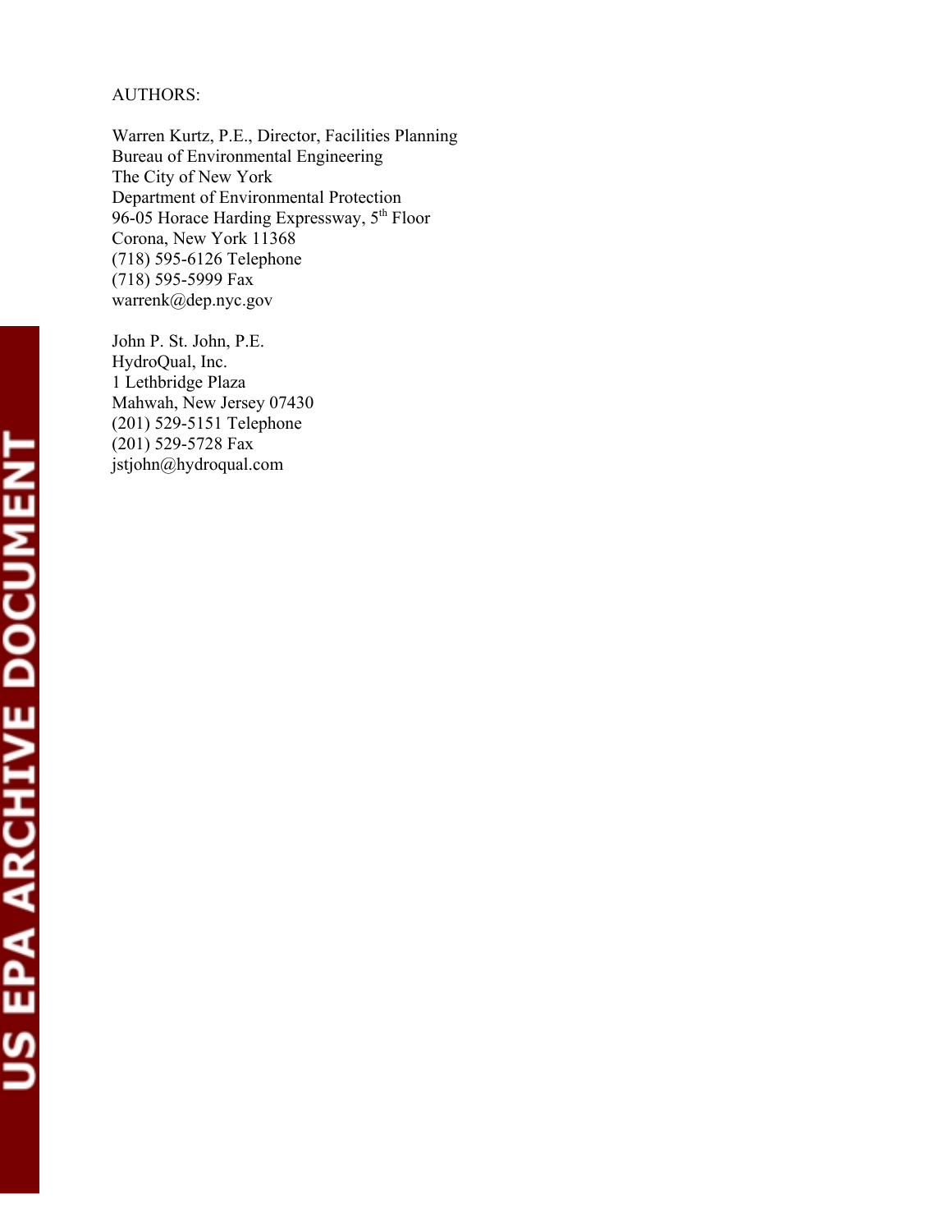AUTHORS:

Warren Kurtz, P.E., Director, Facilities Planning
Bureau of Environmental Engineering
The City of New York
Department of Environmental Protection
96-05 Horace Harding Expressway, 5th Floor
Corona, New York 11368
(718) 595-6126 Telephone
(718) 595-5999 Fax
warrenk@dep.nyc.gov

John P. St. John, P.E.
HydroQual, Inc.
1 Lethbridge Plaza
Mahwah, New Jersey 07430
(201) 529-5151 Telephone
(201) 529-5728 Fax
jstjohn@hydroqual.com